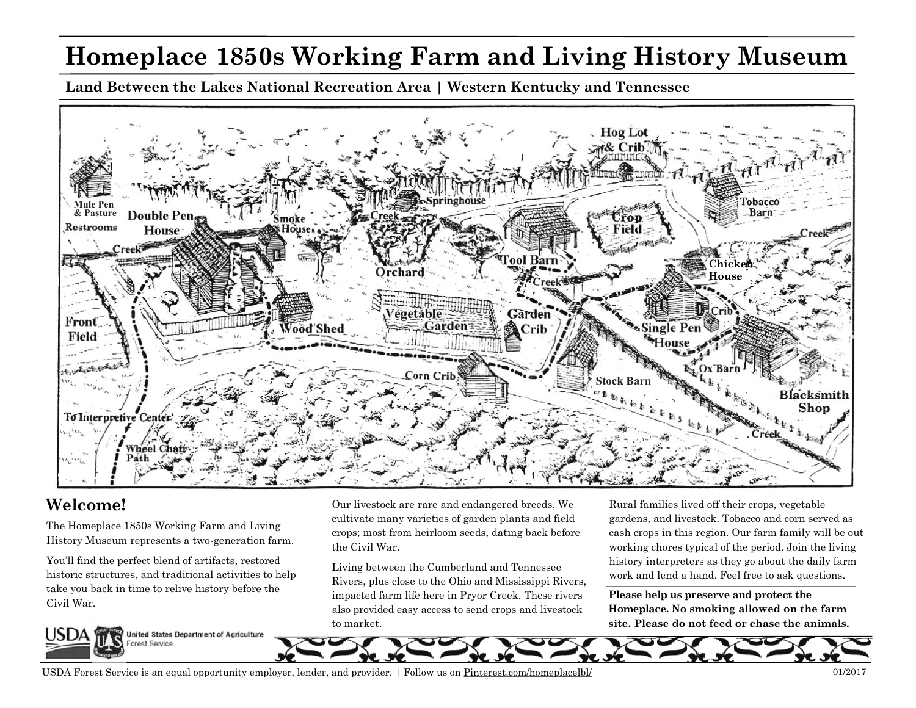# Homeplace 1850s Working Farm and Living History Museum

**Land Between the Lakes National Recreation Area | Western Kentucky and Tennessee**

Mule Pen & Pasture

Restrooms

Double Pen House

Smoke House

Creek

Springhouse

Hog Lot & Crib

Tobacco Barn

Crop Field

Creek

Orchard

Tool Barn

Creek

Chicken House

Front Field

Wood Shed

Vegetable Garden

Garden Crib

Crib

Single Pen House

Ox Barn

Corn Crib

Stock Barn

Blacksmith Shop

Creek

To Interpretive Center

Wheel Chair Path

## Welcome!

The Homeplace 1850s Working Farm and Living History Museum represents a two-generation farm.

You'll find the perfect blend of artifacts, restored historic structures, and traditional activities to help take you back in time to relive history before the Civil War.

Our livestock are rare and endangered breeds. We cultivate many varieties of garden plants and field crops; most from heirloom seeds, dating back before the Civil War.

Living between the Cumberland and Tennessee Rivers, plus close to the Ohio and Mississippi Rivers, impacted farm life here in Pryor Creek. These rivers also provided easy access to send crops and livestock to market.

Rural families lived off their crops, vegetable gardens, and livestock. Tobacco and corn served as cash crops in this region. Our farm family will be out working chores typical of the period. Join the living history interpreters as they go about the daily farm work and lend a hand. Feel free to ask questions.

**Please help us preserve and protect the Homeplace. No smoking allowed on the farm site. Please do not feed or chase the animals.**

USDA United States Department of Agriculture Forest Service

USDA Forest Service is an equal opportunity employer, lender, and provider. | Follow us on Pinterest.com/homeplacelbl/

01/2017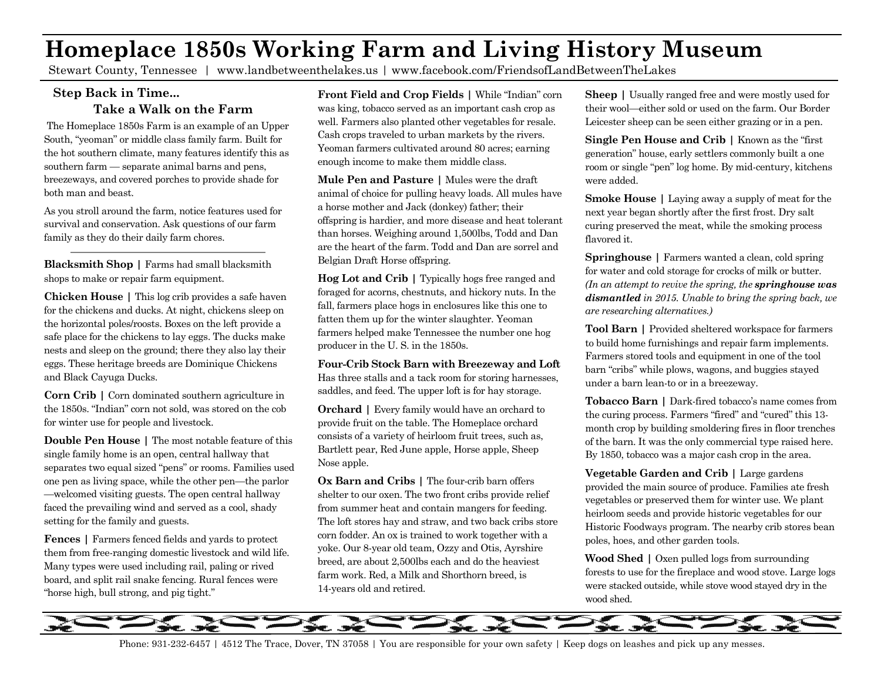# Homeplace 1850s Working Farm and Living History Museum

Stewart County, Tennessee | www.landbetweenthelakes.us | www.facebook.com/FriendsofLandBetweenTheLakes

## Step Back in Time... Take a Walk on the Farm

The Homeplace 1850s Farm is an example of an Upper South, "yeoman" or middle class family farm. Built for the hot southern climate, many features identify this as southern farm — separate animal barns and pens, breezeways, and covered porches to provide shade for both man and beast.

As you stroll around the farm, notice features used for survival and conservation. Ask questions of our farm family as they do their daily farm chores.

---

**Blacksmith Shop |** Farms had small blacksmith shops to make or repair farm equipment.

**Chicken House |** This log crib provides a safe haven for the chickens and ducks. At night, chickens sleep on the horizontal poles/roosts. Boxes on the left provide a safe place for the chickens to lay eggs. The ducks make nests and sleep on the ground; there they also lay their eggs. These heritage breeds are Dominique Chickens and Black Cayuga Ducks.

**Corn Crib |** Corn dominated southern agriculture in the 1850s. "Indian" corn not sold, was stored on the cob for winter use for people and livestock.

**Double Pen House |** The most notable feature of this single family home is an open, central hallway that separates two equal sized "pens" or rooms. Families used one pen as living space, while the other pen—the parlor—welcomed visiting guests. The open central hallway faced the prevailing wind and served as a cool, shady setting for the family and guests.

**Fences |** Farmers fenced fields and yards to protect them from free-ranging domestic livestock and wild life. Many types were used including rail, paling or rived board, and split rail snake fencing. Rural fences were "horse high, bull strong, and pig tight."

**Front Field and Crop Fields |** While "Indian" corn was king, tobacco served as an important cash crop as well. Farmers also planted other vegetables for resale. Cash crops traveled to urban markets by the rivers. Yeoman farmers cultivated around 80 acres; earning enough income to make them middle class.

**Mule Pen and Pasture |** Mules were the draft animal of choice for pulling heavy loads. All mules have a horse mother and Jack (donkey) father; their offspring is hardier, and more disease and heat tolerant than horses. Weighing around 1,500lbs, Todd and Dan are the heart of the farm. Todd and Dan are sorrel and Belgian Draft Horse offspring.

**Hog Lot and Crib |** Typically hogs free ranged and foraged for acorns, chestnuts, and hickory nuts. In the fall, farmers place hogs in enclosures like this one to fatten them up for the winter slaughter. Yeoman farmers helped make Tennessee the number one hog producer in the U. S. in the 1850s.

**Four-Crib Stock Barn with Breezeway and Loft** Has three stalls and a tack room for storing harnesses, saddles, and feed. The upper loft is for hay storage.

**Orchard |** Every family would have an orchard to provide fruit on the table. The Homeplace orchard consists of a variety of heirloom fruit trees, such as, Bartlett pear, Red June apple, Horse apple, Sheep Nose apple.

**Ox Barn and Cribs |** The four-crib barn offers shelter to our oxen. The two front cribs provide relief from summer heat and contain mangers for feeding. The loft stores hay and straw, and two back cribs store corn fodder. An ox is trained to work together with a yoke. Our 8-year old team, Ozzy and Otis, Ayrshire breed, are about 2,500lbs each and do the heaviest farm work. Red, a Milk and Shorthorn breed, is 14-years old and retired.

**Sheep |** Usually ranged free and were mostly used for their wool—either sold or used on the farm. Our Border Leicester sheep can be seen either grazing or in a pen.

**Single Pen House and Crib |** Known as the "first generation" house, early settlers commonly built a one room or single "pen" log home. By mid-century, kitchens were added.

**Smoke House |** Laying away a supply of meat for the next year began shortly after the first frost. Dry salt curing preserved the meat, while the smoking process flavored it.

**Springhouse |** Farmers wanted a clean, cold spring for water and cold storage for crocks of milk or butter. *(In an attempt to revive the spring, the **springhouse was dismantled** in 2015. Unable to bring the spring back, we are researching alternatives.)*

**Tool Barn |** Provided sheltered workspace for farmers to build home furnishings and repair farm implements. Farmers stored tools and equipment in one of the tool barn "cribs" while plows, wagons, and buggies stayed under a barn lean-to or in a breezeway.

**Tobacco Barn |** Dark-fired tobacco's name comes from the curing process. Farmers "fired" and "cured" this 13-month crop by building smoldering fires in floor trenches of the barn. It was the only commercial type raised here. By 1850, tobacco was a major cash crop in the area.

**Vegetable Garden and Crib |** Large gardens provided the main source of produce. Families ate fresh vegetables or preserved them for winter use. We plant heirloom seeds and provide historic vegetables for our Historic Foodways program. The nearby crib stores bean poles, hoes, and other garden tools.

**Wood Shed |** Oxen pulled logs from surrounding forests to use for the fireplace and wood stove. Large logs were stacked outside, while stove wood stayed dry in the wood shed.

Phone: 931-232-6457 | 4512 The Trace, Dover, TN 37058 | You are responsible for your own safety | Keep dogs on leashes and pick up any messes.